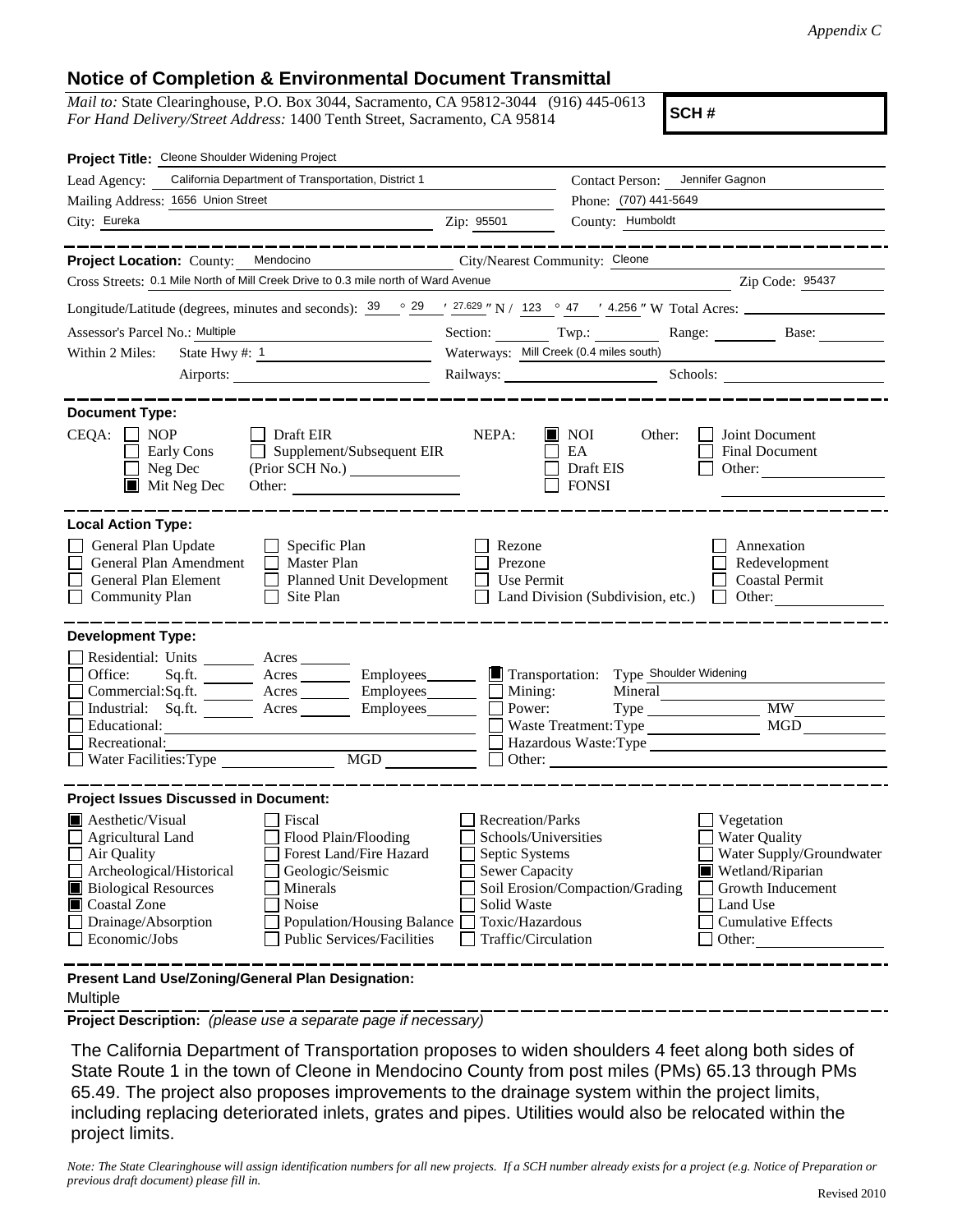*Appendix C*

## Notice of Completion & Environmental Document Transmittal

*Mail to:* State Clearinghouse, P.O. Box 3044, Sacramento, CA 95812-3044 (916) 445-0613
*For Hand Delivery/Street Address:* 1400 Tenth Street, Sacramento, CA 95814

**SCH #**

**Project Title:** Cleone Shoulder Widening Project

Lead Agency: California Department of Transportation, District 1
Contact Person: Jennifer Gagnon
Mailing Address: 1656 Union Street
Phone: (707) 441-5649
City: Eureka
Zip: 95501
County: Humboldt

**Project Location:** County: Mendocino
City/Nearest Community: Cleone
Cross Streets: 0.1 Mile North of Mill Creek Drive to 0.3 mile north of Ward Avenue
Zip Code: 95437

Longitude/Latitude (degrees, minutes and seconds): 39 ° 29 ′ 27.629 ″ N / 123 ° 47 ′ 4.256 ″ W Total Acres:

Assessor's Parcel No.: Multiple
Section: Twp.: Range: Base:

Within 2 Miles: State Hwy #: 1
Waterways: Mill Creek (0.4 miles south)
Airports:
Railways:
Schools:

**Document Type:**

CEQA:
- ☐ NOP
- ☐ Early Cons
- ☐ Neg Dec
- ☒ Mit Neg Dec
- ☐ Draft EIR
- ☐ Supplement/Subsequent EIR (Prior SCH No.)
- Other:

NEPA:
- ☒ NOI
- ☐ EA
- ☐ Draft EIS
- ☐ FONSI

Other:
- ☐ Joint Document
- ☐ Final Document
- ☐ Other:

**Local Action Type:**

- ☐ General Plan Update
- ☐ General Plan Amendment
- ☐ General Plan Element
- ☐ Community Plan
- ☐ Specific Plan
- ☐ Master Plan
- ☐ Planned Unit Development
- ☐ Site Plan
- ☐ Rezone
- ☐ Prezone
- ☐ Use Permit
- ☐ Land Division (Subdivision, etc.)
- ☐ Annexation
- ☐ Redevelopment
- ☐ Coastal Permit
- ☐ Other:

**Development Type:**

- ☐ Residential: Units ___ Acres ___
- ☐ Office: Sq.ft. ___ Acres ___ Employees ___
- ☐ Commercial: Sq.ft. ___ Acres ___ Employees ___
- ☐ Industrial: Sq.ft. ___ Acres ___ Employees ___
- ☐ Educational:
- ☐ Recreational:
- ☐ Water Facilities: Type ___ MGD ___
- ☒ Transportation: Type Shoulder Widening
- ☐ Mining: Mineral
- ☐ Power: Type ___ MW ___
- ☐ Waste Treatment: Type ___ MGD ___
- ☐ Hazardous Waste: Type
- ☐ Other:

**Project Issues Discussed in Document:**

- ☒ Aesthetic/Visual
- ☐ Agricultural Land
- ☐ Air Quality
- ☐ Archeological/Historical
- ☒ Biological Resources
- ☒ Coastal Zone
- ☐ Drainage/Absorption
- ☐ Economic/Jobs
- ☐ Fiscal
- ☐ Flood Plain/Flooding
- ☐ Forest Land/Fire Hazard
- ☐ Geologic/Seismic
- ☐ Minerals
- ☐ Noise
- ☐ Population/Housing Balance
- ☐ Public Services/Facilities
- ☐ Recreation/Parks
- ☐ Schools/Universities
- ☐ Septic Systems
- ☐ Sewer Capacity
- ☐ Soil Erosion/Compaction/Grading
- ☐ Solid Waste
- ☐ Toxic/Hazardous
- ☐ Traffic/Circulation
- ☐ Vegetation
- ☐ Water Quality
- ☐ Water Supply/Groundwater
- ☒ Wetland/Riparian
- ☐ Growth Inducement
- ☐ Land Use
- ☐ Cumulative Effects
- ☐ Other:

**Present Land Use/Zoning/General Plan Designation:**

Multiple

**Project Description:** *(please use a separate page if necessary)*

The California Department of Transportation proposes to widen shoulders 4 feet along both sides of State Route 1 in the town of Cleone in Mendocino County from post miles (PMs) 65.13 through PMs 65.49. The project also proposes improvements to the drainage system within the project limits, including replacing deteriorated inlets, grates and pipes. Utilities would also be relocated within the project limits.

*Note: The State Clearinghouse will assign identification numbers for all new projects. If a SCH number already exists for a project (e.g. Notice of Preparation or previous draft document) please fill in.*

Revised 2010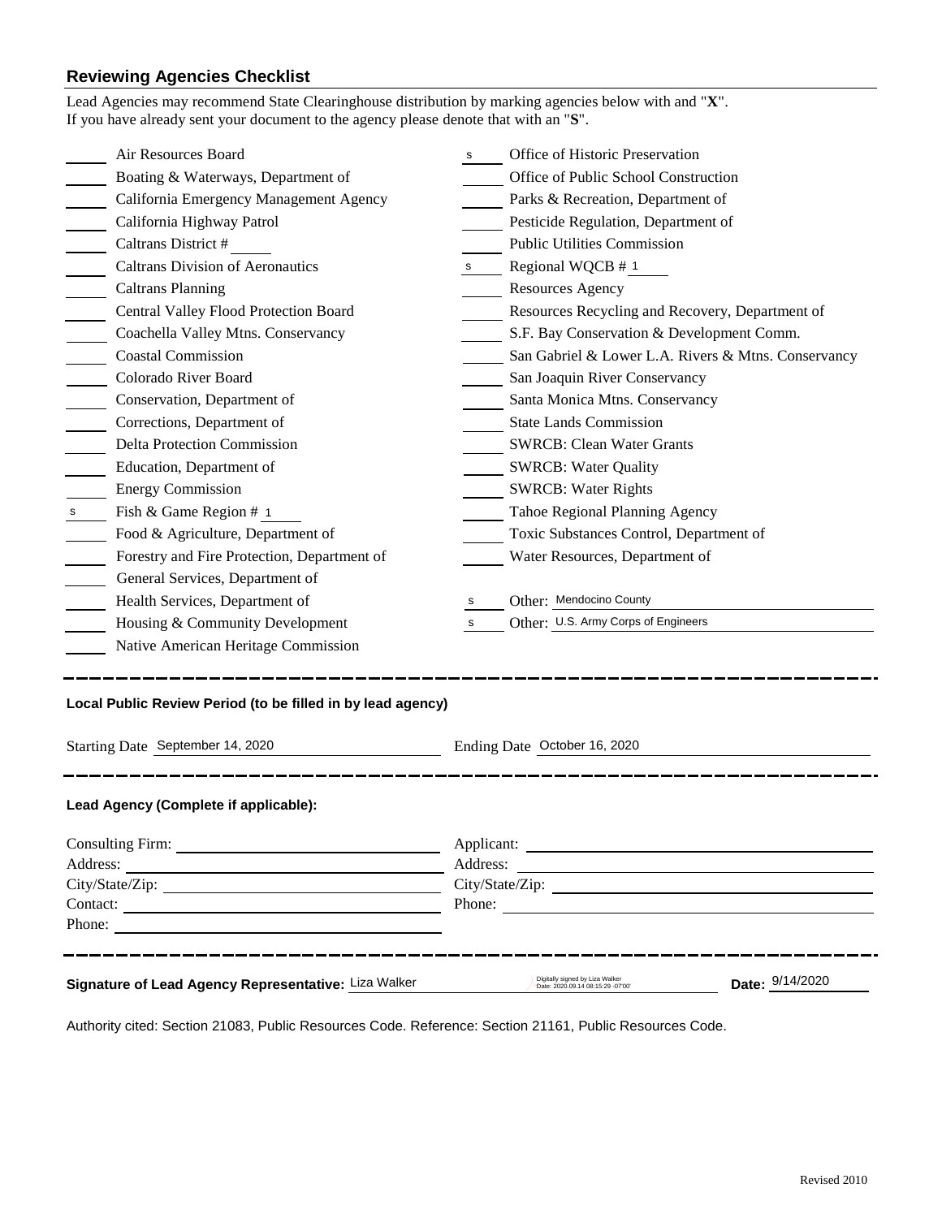## Reviewing Agencies Checklist

Lead Agencies may recommend State Clearinghouse distribution by marking agencies below with and "**X**".
If you have already sent your document to the agency please denote that with an "**S**".

| | | | |
|---|---|---|---|
| ____ | Air Resources Board | s | Office of Historic Preservation |
| ____ | Boating & Waterways, Department of | ____ | Office of Public School Construction |
| ____ | California Emergency Management Agency | ____ | Parks & Recreation, Department of |
| ____ | California Highway Patrol | ____ | Pesticide Regulation, Department of |
| ____ | Caltrans District # ____ | ____ | Public Utilities Commission |
| ____ | Caltrans Division of Aeronautics | s | Regional WQCB # 1 |
| ____ | Caltrans Planning | ____ | Resources Agency |
| ____ | Central Valley Flood Protection Board | ____ | Resources Recycling and Recovery, Department of |
| ____ | Coachella Valley Mtns. Conservancy | ____ | S.F. Bay Conservation & Development Comm. |
| ____ | Coastal Commission | ____ | San Gabriel & Lower L.A. Rivers & Mtns. Conservancy |
| ____ | Colorado River Board | ____ | San Joaquin River Conservancy |
| ____ | Conservation, Department of | ____ | Santa Monica Mtns. Conservancy |
| ____ | Corrections, Department of | ____ | State Lands Commission |
| ____ | Delta Protection Commission | ____ | SWRCB: Clean Water Grants |
| ____ | Education, Department of | ____ | SWRCB: Water Quality |
| ____ | Energy Commission | ____ | SWRCB: Water Rights |
| s | Fish & Game Region # 1 | ____ | Tahoe Regional Planning Agency |
| ____ | Food & Agriculture, Department of | ____ | Toxic Substances Control, Department of |
| ____ | Forestry and Fire Protection, Department of | ____ | Water Resources, Department of |
| ____ | General Services, Department of | | |
| ____ | Health Services, Department of | s | Other: Mendocino County |
| ____ | Housing & Community Development | s | Other: U.S. Army Corps of Engineers |
| ____ | Native American Heritage Commission | | |

---

**Local Public Review Period (to be filled in by lead agency)**

Starting Date September 14, 2020 Ending Date October 16, 2020

---

**Lead Agency (Complete if applicable):**

Consulting Firm: ____________________ Applicant: ____________________
Address: ____________________ Address: ____________________
City/State/Zip: ____________________ City/State/Zip: ____________________
Contact: ____________________ Phone: ____________________
Phone: ____________________

---

**Signature of Lead Agency Representative:** Liza Walker Digitally signed by Liza Walker Date: 2020.09.14 08:15:29 -07'00' **Date:** 9/14/2020

Authority cited: Section 21083, Public Resources Code. Reference: Section 21161, Public Resources Code.

Revised 2010